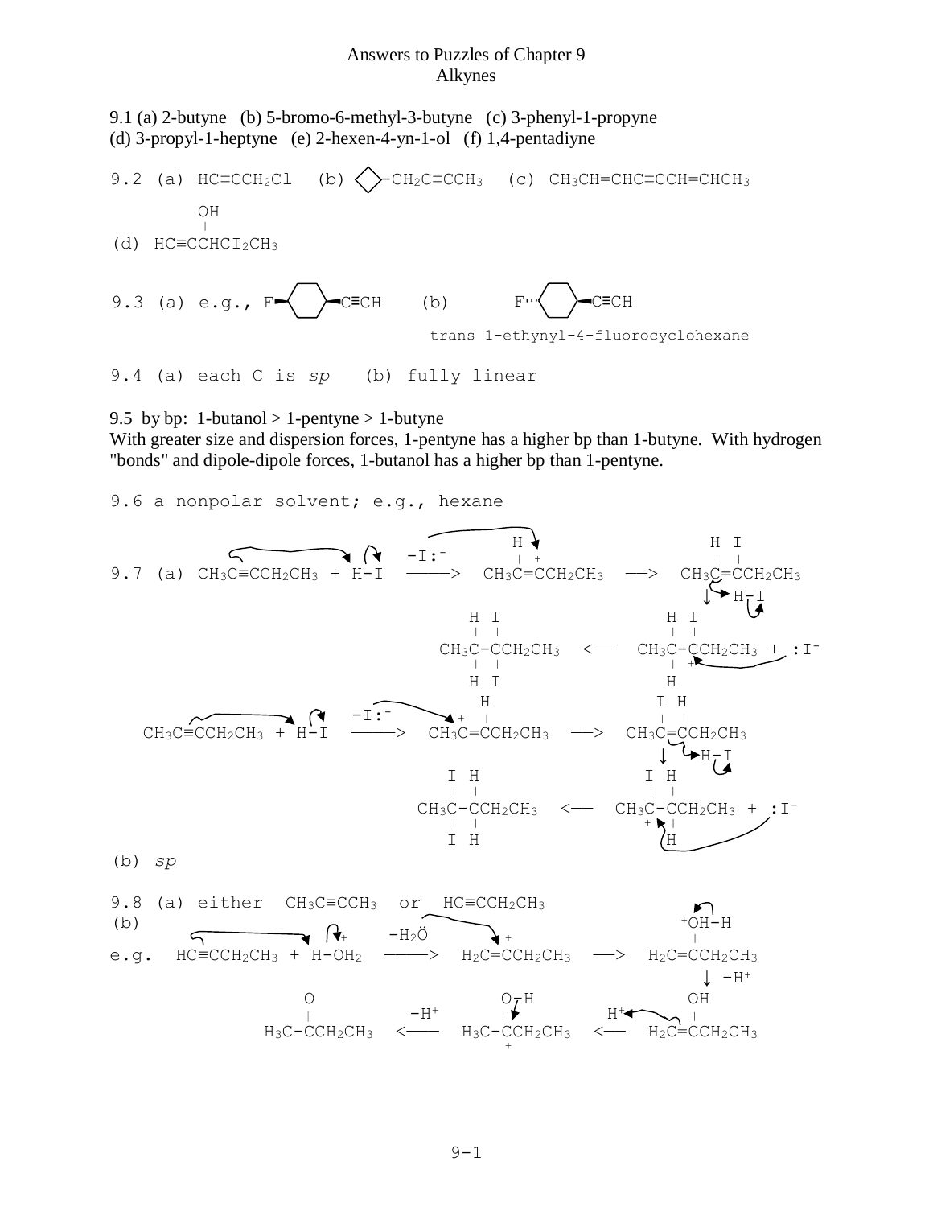# Answers to Puzzles of Chapter 9
## Alkynes

9.1 (a) 2-butyne (b) 5-bromo-6-methyl-3-butyne (c) 3-phenyl-1-propyne
(d) 3-propyl-1-heptyne (e) 2-hexen-4-yn-1-ol (f) 1,4-pentadiyne

9.2 (a) $HC{\equiv}CCH_2Cl$ (b) (cyclobutyl)$-CH_2C{\equiv}CCH_3$ (c) $CH_3CH{=}CHC{\equiv}CCH{=}CHCH_3$

(d) $HC{\equiv}CCH(OH)CI_2CH_3$

9.3 (a) e.g., F–(cyclohexane)–C≡CH (b) F–(cyclohexane)–C≡CH

trans 1-ethynyl-4-fluorocyclohexane

9.4 (a) each C is *sp* (b) fully linear

9.5 by bp: 1-butanol > 1-pentyne > 1-butyne
With greater size and dispersion forces, 1-pentyne has a higher bp than 1-butyne. With hydrogen "bonds" and dipole-dipole forces, 1-butanol has a higher bp than 1-pentyne.

9.6 a nonpolar solvent; e.g., hexane

9.7 (a)

$$CH_3C{\equiv}CCH_2CH_3 + H{-}I \xrightarrow{-I:^-} CH_3C^+{=}CHCH_2CH_3 \longrightarrow CH_3CI{=}CHCH_2CH_3$$

$$CH_3CI{=}CHCH_2CH_3 + H{-}I \longrightarrow CH_3CI^{+}{-}CH_2CH_2CH_3 \;(\text{as } CH_3C(HI){-}C^+H\ldots) + :I^- \longrightarrow CH_3C(H)(I){-}C(I)(H)CH_2CH_3$$

$$CH_3C{\equiv}CCH_2CH_3 + H{-}I \xrightarrow{-I:^-} CH_3CH{=}C^+CH_2CH_3 \longrightarrow CH_3CH{=}CICH_2CH_3$$

$$CH_3CH{=}CICH_2CH_3 + H{-}I \longrightarrow CH_3C^+(I){-}CH(H)CH_2CH_3 + :I^- \longrightarrow CH_3C(I)(I){-}C(H)(H)CH_2CH_3$$

(b) *sp*

9.8 (a) either $CH_3C{\equiv}CCH_3$ or $HC{\equiv}CCH_2CH_3$

(b)

e.g.

$$HC{\equiv}CCH_2CH_3 + H{-}OH_2^+ \xrightarrow{-H_2\ddot{O}} H_2C{=}C^+CH_2CH_3 \longrightarrow H_2C{=}C(^+OH{-}H)CH_2CH_3 \xrightarrow{-H^+} H_2C{=}C(OH)CH_2CH_3$$

$$H_2C{=}C(OH)CH_2CH_3 \xrightarrow{H^+} H_3C{-}C^+(O{-}H)CH_2CH_3 \xrightarrow{-H^+} H_3C{-}C({=}O)CH_2CH_3$$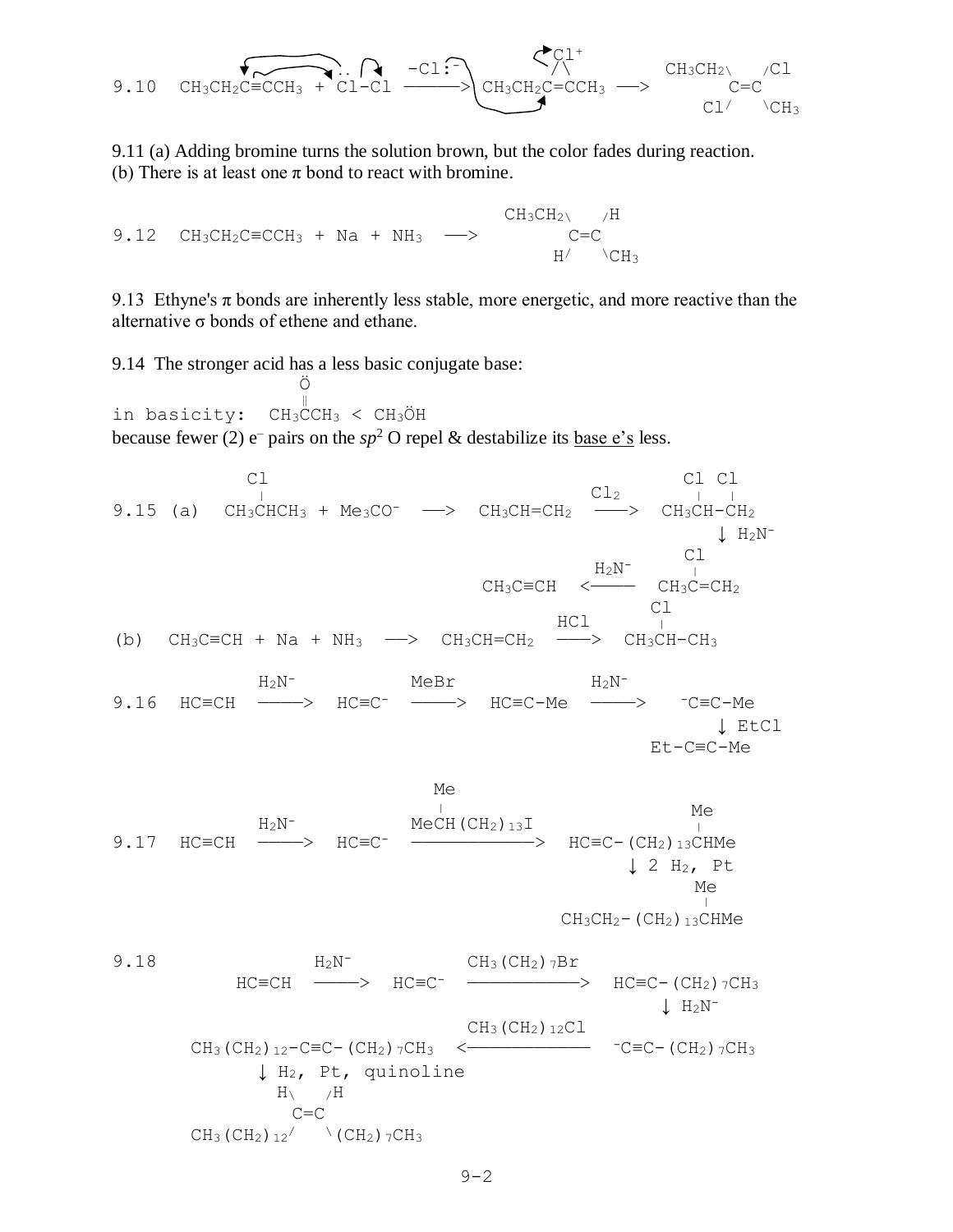9.10 $CH_3CH_2C{\equiv}CCH_3 + Cl{-}Cl \xrightarrow{-Cl^-} CH_3CH_2C{=}CCH_3$ (bridged $Cl^+$) $\longrightarrow$ $CH_3CH_2(Cl)C{=}C(Cl)CH_3$

```
                                                  Cl+
                                                  /\             CH3CH2\    /Cl
9.10  CH3CH2C≡CCH3 + Cl-Cl  --(-Cl:-)-->  CH3CH2C=CCH3  -->          C=C
                                                                   Cl/    \CH3
```

9.11 (a) Adding bromine turns the solution brown, but the color fades during reaction.
(b) There is at least one π bond to react with bromine.

```
                                          CH3CH2\    /H
9.12  CH3CH2C≡CCH3 + Na + NH3  -->              C=C
                                              H/    \CH3
```

9.13 Ethyne's π bonds are inherently less stable, more energetic, and more reactive than the alternative σ bonds of ethene and ethane.

9.14 The stronger acid has a less basic conjugate base:

```
                   Ö
                   ‖
in basicity:  CH3CCH3 < CH3ÖH
```

because fewer (2) $e^-$ pairs on the $sp^2$ O repel & destabilize its base e's less.

```
             Cl                                                 Cl  Cl
             |                                     Cl2          |   |
9.15 (a)  CH3CHCH3 + Me3CO-  -->  CH3CH=CH2       ---->     CH3CH-CH2
                                                                ↓ H2N-
                                                                Cl
                                                  H2N-          |
                                     CH3C≡CH     <----     CH3C=CH2
                                                                Cl
                                                  HCl           |
(b)  CH3C≡CH + Na + NH3  -->  CH3CH=CH2          ---->     CH3CH-CH3


           H2N-            MeBr             H2N-
9.16  HC≡CH  ---->  HC≡C-  ---->  HC≡C-Me  ---->  -C≡C-Me
                                                      ↓ EtCl
                                                   Et-C≡C-Me


                             Me
                             |                                Me
           H2N-          MeCH(CH2)13I                         |
9.17  HC≡CH  ---->  HC≡C-  ------------->  HC≡C-(CH2)13CHMe
                                                  ↓ 2 H2, Pt
                                                              Me
                                                              |
                                           CH3CH2-(CH2)13CHMe


9.18          H2N-             CH3(CH2)7Br
       HC≡CH  ---->  HC≡C-  -------------->  HC≡C-(CH2)7CH3
                                                   ↓ H2N-
                               CH3(CH2)12Cl
   CH3(CH2)12-C≡C-(CH2)7CH3  <--------------  -C≡C-(CH2)7CH3
        ↓ H2, Pt, quinoline
          H\    /H
            C=C
   CH3(CH2)12/    \(CH2)7CH3
```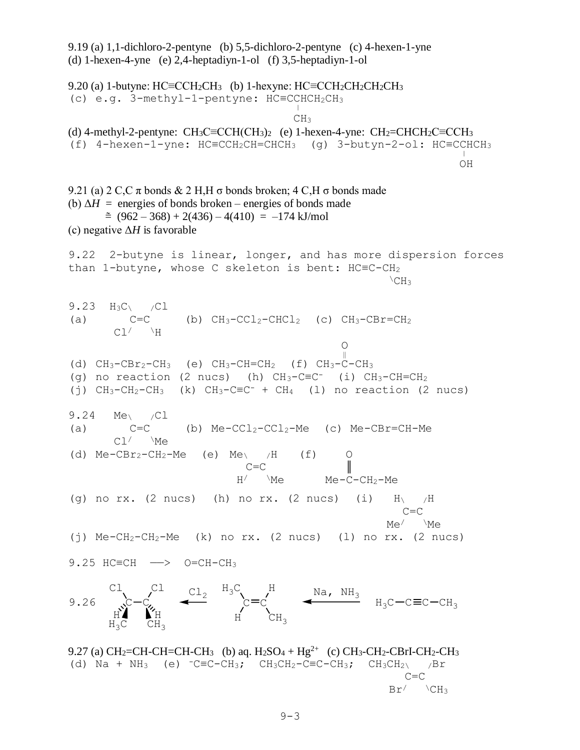9.19 (a) 1,1-dichloro-2-pentyne (b) 5,5-dichloro-2-pentyne (c) 4-hexen-1-yne
(d) 1-hexen-4-yne (e) 2,4-heptadiyn-1-ol (f) 3,5-heptadiyn-1-ol

9.20 (a) 1-butyne: $HC\equiv CCH_2CH_3$ (b) 1-hexyne: $HC\equiv CCH_2CH_2CH_2CH_3$
(c) e.g. 3-methyl-1-pentyne: $HC\equiv CCH(CH_3)CH_2CH_3$
(d) 4-methyl-2-pentyne: $CH_3C\equiv CCH(CH_3)_2$ (e) 1-hexen-4-yne: $CH_2{=}CHCH_2C\equiv CCH_3$
(f) 4-hexen-1-yne: $HC\equiv CCH_2CH{=}CHCH_3$ (g) 3-butyn-2-ol: $HC\equiv CCH(OH)CH_3$

9.21 (a) 2 C,C π bonds & 2 H,H σ bonds broken; 4 C,H σ bonds made
(b) $\Delta H$ = energies of bonds broken – energies of bonds made

$\cong (962 - 368) + 2(436) - 4(410) = -174$ kJ/mol

(c) negative $\Delta H$ is favorable

9.22 2-butyne is linear, longer, and has more dispersion forces than 1-butyne, whose C skeleton is bent: $HC\equiv C\text{-}CH_2\text{-}CH_3$

9.23 (a) $H_3C(Cl)C{=}C(Cl)H$ (b) $CH_3\text{-}CCl_2\text{-}CHCl_2$ (c) $CH_3\text{-}CBr{=}CH_2$
(d) $CH_3\text{-}CBr_2\text{-}CH_3$ (e) $CH_3\text{-}CH{=}CH_2$ (f) $CH_3\text{-}C({=}O)\text{-}CH_3$
(g) no reaction (2 nucs) (h) $CH_3\text{-}C\equiv C^-$ (i) $CH_3\text{-}CH{=}CH_2$
(j) $CH_3\text{-}CH_2\text{-}CH_3$ (k) $CH_3\text{-}C\equiv C^- + CH_4$ (l) no reaction (2 nucs)

9.24 (a) $Me(Cl)C{=}C(Cl)Me$ (b) Me-$CCl_2$-$CCl_2$-Me (c) Me-CBr=CH-Me
(d) Me-$CBr_2$-$CH_2$-Me (e) $Me(H)C{=}C(H)Me$ (f) Me-C(=O)-$CH_2$-Me
(g) no rx. (2 nucs) (h) no rx. (2 nucs) (i) $H(Me)C{=}C(H)Me$
(j) Me-$CH_2$-$CH_2$-Me (k) no rx. (2 nucs) (l) no rx. (2 nucs)

9.25 $HC\equiv CH \longrightarrow O{=}CH\text{-}CH_3$

9.26 $H_3C\text{-}C\equiv C\text{-}CH_3 \xrightarrow{Na,\ NH_3} H_3C(H)C{=}C(H)CH_3 \xrightarrow{Cl_2} Cl(H)(H_3C)C\text{-}C(Cl)(H)(CH_3)$

9.27 (a) $CH_2{=}CH\text{-}CH{=}CH\text{-}CH_3$ (b) aq. $H_2SO_4 + Hg^{2+}$ (c) $CH_3\text{-}CH_2\text{-}CBrI\text{-}CH_2\text{-}CH_3$
(d) Na + $NH_3$ (e) $^-C\equiv C\text{-}CH_3$; $CH_3CH_2\text{-}C\equiv C\text{-}CH_3$; $CH_3CH_2(Br)C{=}C(Br)CH_3$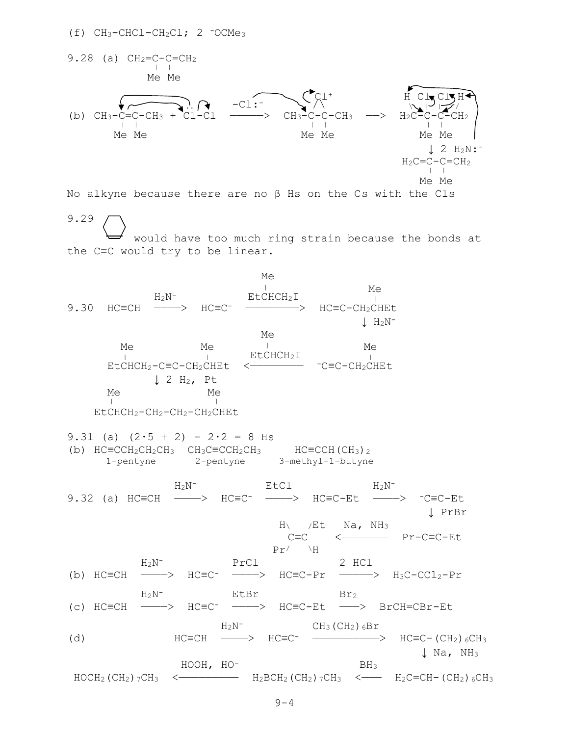(f) $CH_3$-CHCl-$CH_2$Cl; 2 $^-OCMe_3$

9.28 (a) $CH_2=C(Me)-C(Me)=CH_2$

(b) $CH_3-C(Me)=C(Me)-CH_3$ + Cl-Cl $\xrightarrow{-Cl:^-}$ $CH_3-C(Me)-C(Me)-CH_3$ (bridged $Cl^+$) ⟶ $H_2C(H)-C(Me)(Cl)-C(Me)(Cl)-CH_2(H)$ $\xrightarrow{2\ H_2N:^-}$ $H_2C=C(Me)-C(Me)=CH_2$

No alkyne because there are no β Hs on the Cs with the Cls

9.29 Cyclohexyne would have too much ring strain because the bonds at the C≡C would try to be linear.

9.30 HC≡CH $\xrightarrow{H_2N^-}$ $HC≡C^-$ $\xrightarrow{EtCH(Me)CH_2I}$ $HC≡C-CH_2CH(Me)Et$ $\xrightarrow{H_2N^-}$ $^-C≡C-CH_2CH(Me)Et$ $\xrightarrow{EtCH(Me)CH_2I}$ $EtCH(Me)CH_2-C≡C-CH_2CH(Me)Et$ $\xrightarrow{2\ H_2,\ Pt}$ $EtCH(Me)CH_2-CH_2-CH_2-CH_2CH(Me)Et$

9.31 (a) $(2\cdot5 + 2) - 2\cdot2 = 8$ Hs

(b) $HC≡CCH_2CH_2CH_3$ (1-pentyne) $CH_3C≡CCH_2CH_3$ (2-pentyne) $HC≡CCH(CH_3)_2$ (3-methyl-1-butyne)

9.32 (a) HC≡CH $\xrightarrow{H_2N^-}$ $HC≡C^-$ $\xrightarrow{EtCl}$ HC≡C-Et $\xrightarrow{H_2N^-}$ $^-C≡C-Et$ $\xrightarrow{PrBr}$ Pr-C≡C-Et $\xrightarrow{Na,\ NH_3}$ (H)(Pr)C=C(Et)(H) (trans)

(b) HC≡CH $\xrightarrow{H_2N^-}$ $HC≡C^-$ $\xrightarrow{PrCl}$ HC≡C-Pr $\xrightarrow{2\ HCl}$ $H_3C-CCl_2-Pr$

(c) HC≡CH $\xrightarrow{H_2N^-}$ $HC≡C^-$ $\xrightarrow{EtBr}$ HC≡C-Et $\xrightarrow{Br_2}$ BrCH=CBr-Et

(d) HC≡CH $\xrightarrow{H_2N^-}$ $HC≡C^-$ $\xrightarrow{CH_3(CH_2)_6Br}$ $HC≡C-(CH_2)_6CH_3$ $\xrightarrow{Na,\ NH_3}$ $H_2C=CH-(CH_2)_6CH_3$ $\xrightarrow{BH_3}$ $H_2BCH_2(CH_2)_7CH_3$ $\xrightarrow{HOOH,\ HO^-}$ $HOCH_2(CH_2)_7CH_3$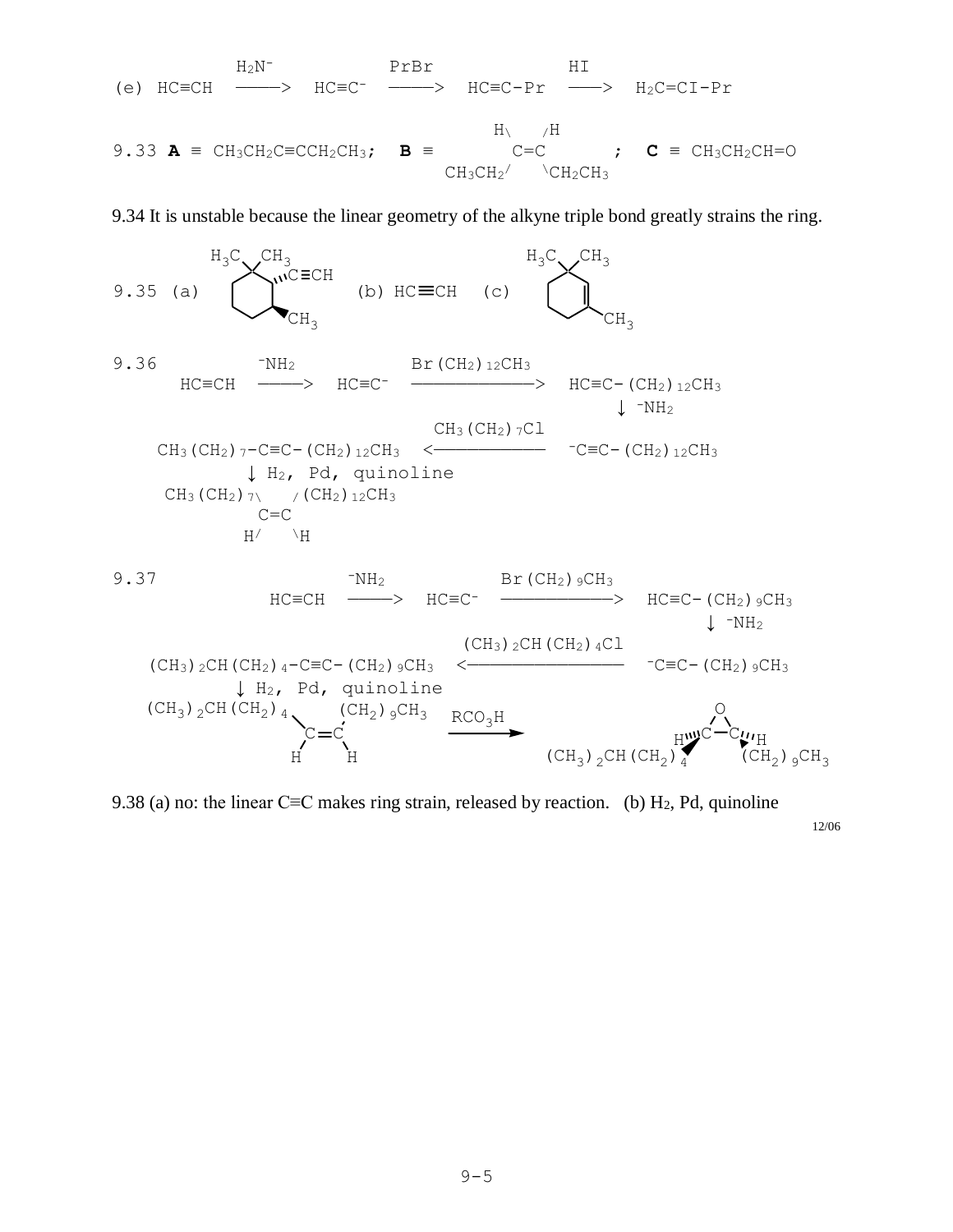(e) $HC{\equiv}CH \xrightarrow{H_2N^-} HC{\equiv}C^- \xrightarrow{PrBr} HC{\equiv}C\text{-}Pr \xrightarrow{HI} H_2C{=}CI\text{-}Pr$

9.33 **A** ≡ $CH_3CH_2C{\equiv}CCH_2CH_3$; **B** ≡ (cis) $CH_3CH_2(H)C{=}C(H)CH_2CH_3$; **C** ≡ $CH_3CH_2CH{=}O$

9.34 It is unstable because the linear geometry of the alkyne triple bond greatly strains the ring.

9.35 (a) 2,2-dimethyl-(C≡CH)-(CH$_3$)cyclohexane with $H_3C$, $CH_3$, $C{\equiv}CH$ (hashed), $CH_3$ (wedged) (b) $HC{\equiv}CH$ (c) cyclohexene with $H_3C$, $CH_3$ and $CH_3$

9.36

$$HC{\equiv}CH \xrightarrow{^-NH_2} HC{\equiv}C^- \xrightarrow{Br(CH_2)_{12}CH_3} HC{\equiv}C\text{-}(CH_2)_{12}CH_3$$

$$HC{\equiv}C\text{-}(CH_2)_{12}CH_3 \xrightarrow{^-NH_2} {}^-C{\equiv}C\text{-}(CH_2)_{12}CH_3 \xrightarrow{CH_3(CH_2)_7Cl} CH_3(CH_2)_7\text{-}C{\equiv}C\text{-}(CH_2)_{12}CH_3$$

$$\xrightarrow{H_2,\ Pd,\ quinoline} \text{cis-}CH_3(CH_2)_7(H)C{=}C(H)(CH_2)_{12}CH_3$$

9.37

$$HC{\equiv}CH \xrightarrow{^-NH_2} HC{\equiv}C^- \xrightarrow{Br(CH_2)_9CH_3} HC{\equiv}C\text{-}(CH_2)_9CH_3$$

$$HC{\equiv}C\text{-}(CH_2)_9CH_3 \xrightarrow{^-NH_2} {}^-C{\equiv}C\text{-}(CH_2)_9CH_3 \xrightarrow{(CH_3)_2CH(CH_2)_4Cl} (CH_3)_2CH(CH_2)_4\text{-}C{\equiv}C\text{-}(CH_2)_9CH_3$$

$$\xrightarrow{H_2,\ Pd,\ quinoline} \text{cis-}(CH_3)_2CH(CH_2)_4(H)C{=}C(H)(CH_2)_9CH_3 \xrightarrow{RCO_3H} \text{cis-epoxide: } (CH_3)_2CH(CH_2)_4(H)C\text{–}C(H)(CH_2)_9CH_3 \text{ (bridged by O)}$$

9.38 (a) no: the linear C≡C makes ring strain, released by reaction. (b) $H_2$, Pd, quinoline

12/06